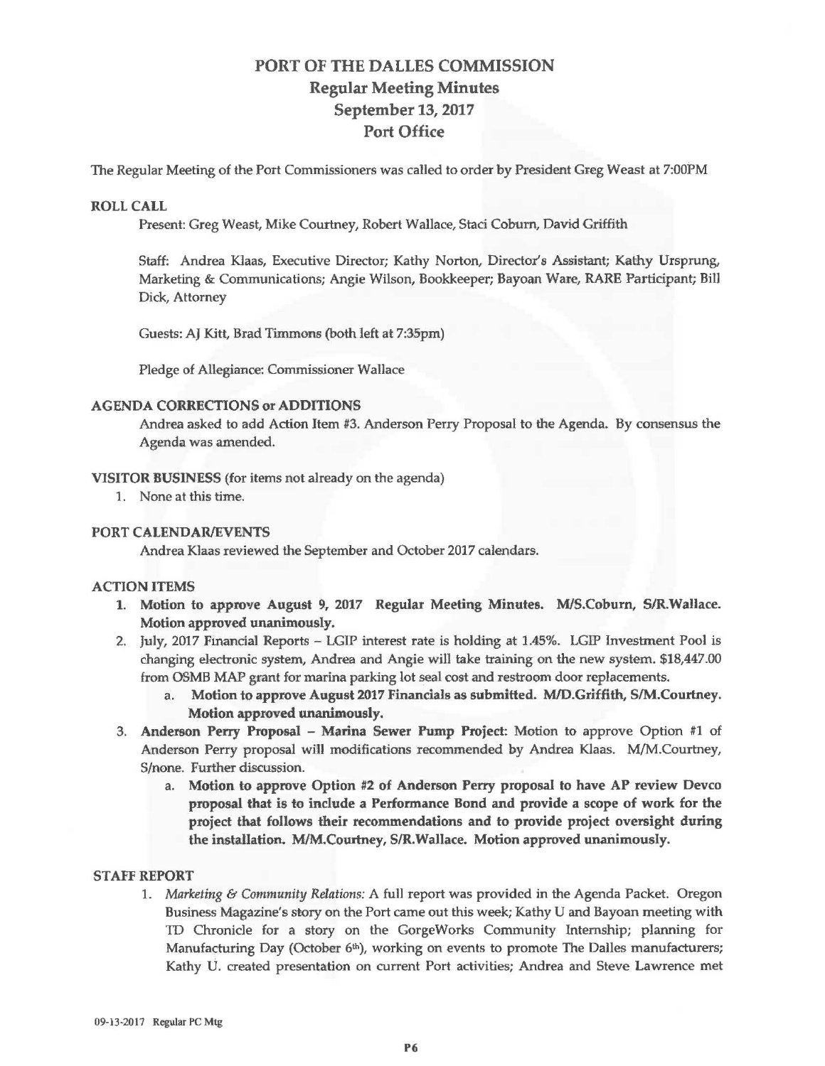# PORT OF THE DALLES COMMISSION
## Regular Meeting Minutes
## September 13, 2017
## Port Office

The Regular Meeting of the Port Commissioners was called to order by President Greg Weast at 7:00PM

### ROLL CALL

Present: Greg Weast, Mike Courtney, Robert Wallace, Staci Coburn, David Griffith

Staff: Andrea Klaas, Executive Director; Kathy Norton, Director's Assistant; Kathy Ursprung, Marketing & Communications; Angie Wilson, Bookkeeper; Bayoan Ware, RARE Participant; Bill Dick, Attorney

Guests: AJ Kitt, Brad Timmons (both left at 7:35pm)

Pledge of Allegiance: Commissioner Wallace

### AGENDA CORRECTIONS or ADDITIONS

Andrea asked to add Action Item #3. Anderson Perry Proposal to the Agenda. By consensus the Agenda was amended.

### VISITOR BUSINESS (for items not already on the agenda)

1. None at this time.

### PORT CALENDAR/EVENTS

Andrea Klaas reviewed the September and October 2017 calendars.

### ACTION ITEMS

1. **Motion to approve August 9, 2017 Regular Meeting Minutes. M/S.Coburn, S/R.Wallace. Motion approved unanimously.**
2. July, 2017 Financial Reports – LGIP interest rate is holding at 1.45%. LGIP Investment Pool is changing electronic system, Andrea and Angie will take training on the new system. $18,447.00 from OSMB MAP grant for marina parking lot seal cost and restroom door replacements.
   a. **Motion to approve August 2017 Financials as submitted. M/D.Griffith, S/M.Courtney. Motion approved unanimously.**
3. **Anderson Perry Proposal – Marina Sewer Pump Project**: Motion to approve Option #1 of Anderson Perry proposal will modifications recommended by Andrea Klaas. M/M.Courtney, S/none. Further discussion.
   a. **Motion to approve Option #2 of Anderson Perry proposal to have AP review Devco proposal that is to include a Performance Bond and provide a scope of work for the project that follows their recommendations and to provide project oversight during the installation. M/M.Courtney, S/R.Wallace. Motion approved unanimously.**

### STAFF REPORT

1. *Marketing & Community Relations:* A full report was provided in the Agenda Packet. Oregon Business Magazine's story on the Port came out this week; Kathy U and Bayoan meeting with TD Chronicle for a story on the GorgeWorks Community Internship; planning for Manufacturing Day (October 6th), working on events to promote The Dalles manufacturers; Kathy U. created presentation on current Port activities; Andrea and Steve Lawrence met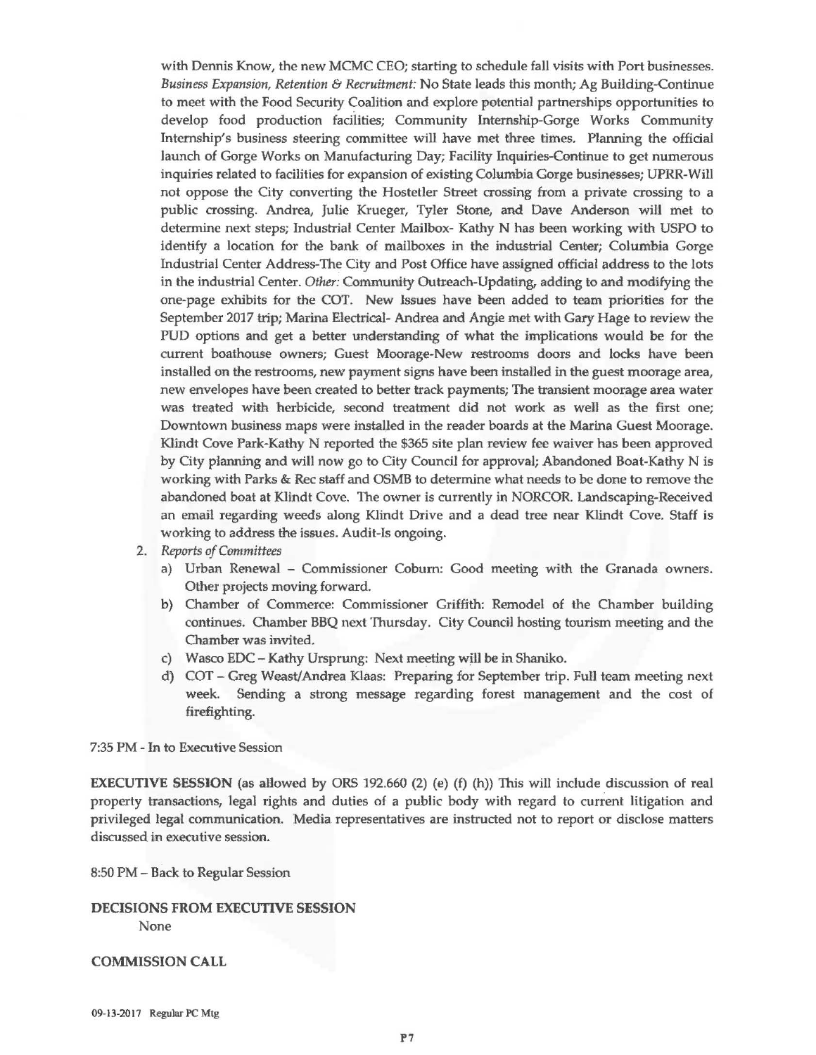with Dennis Know, the new MCMC CEO; starting to schedule fall visits with Port businesses. *Business Expansion, Retention & Recruitment:* No State leads this month; Ag Building-Continue to meet with the Food Security Coalition and explore potential partnerships opportunities to develop food production facilities; Community Internship-Gorge Works Community Internship's business steering committee will have met three times. Planning the official launch of Gorge Works on Manufacturing Day; Facility Inquiries-Continue to get numerous inquiries related to facilities for expansion of existing Columbia Gorge businesses; UPRR-Will not oppose the City converting the Hostetler Street crossing from a private crossing to a public crossing. Andrea, Julie Krueger, Tyler Stone, and Dave Anderson will met to determine next steps; Industrial Center Mailbox- Kathy N has been working with USPO to identify a location for the bank of mailboxes in the industrial Center; Columbia Gorge Industrial Center Address-The City and Post Office have assigned official address to the lots in the industrial Center. *Other:* Community Outreach-Updating, adding to and modifying the one-page exhibits for the COT. New Issues have been added to team priorities for the September 2017 trip; Marina Electrical- Andrea and Angie met with Gary Hage to review the PUD options and get a better understanding of what the implications would be for the current boathouse owners; Guest Moorage-New restrooms doors and locks have been installed on the restrooms, new payment signs have been installed in the guest moorage area, new envelopes have been created to better track payments; The transient moorage area water was treated with herbicide, second treatment did not work as well as the first one; Downtown business maps were installed in the reader boards at the Marina Guest Moorage. Klindt Cove Park-Kathy N reported the $365 site plan review fee waiver has been approved by City planning and will now go to City Council for approval; Abandoned Boat-Kathy N is working with Parks & Rec staff and OSMB to determine what needs to be done to remove the abandoned boat at Klindt Cove. The owner is currently in NORCOR. Landscaping-Received an email regarding weeds along Klindt Drive and a dead tree near Klindt Cove. Staff is working to address the issues. Audit-Is ongoing.

2. *Reports of Committees*
   a) Urban Renewal – Commissioner Coburn: Good meeting with the Granada owners. Other projects moving forward.
   b) Chamber of Commerce: Commissioner Griffith: Remodel of the Chamber building continues. Chamber BBQ next Thursday. City Council hosting tourism meeting and the Chamber was invited.
   c) Wasco EDC – Kathy Ursprung: Next meeting will be in Shaniko.
   d) COT – Greg Weast/Andrea Klaas: Preparing for September trip. Full team meeting next week. Sending a strong message regarding forest management and the cost of firefighting.

7:35 PM - In to Executive Session

**EXECUTIVE SESSION** (as allowed by ORS 192.660 (2) (e) (f) (h)) This will include discussion of real property transactions, legal rights and duties of a public body with regard to current litigation and privileged legal communication. Media representatives are instructed not to report or disclose matters discussed in executive session.

8:50 PM – Back to Regular Session

**DECISIONS FROM EXECUTIVE SESSION**

None

**COMMISSION CALL**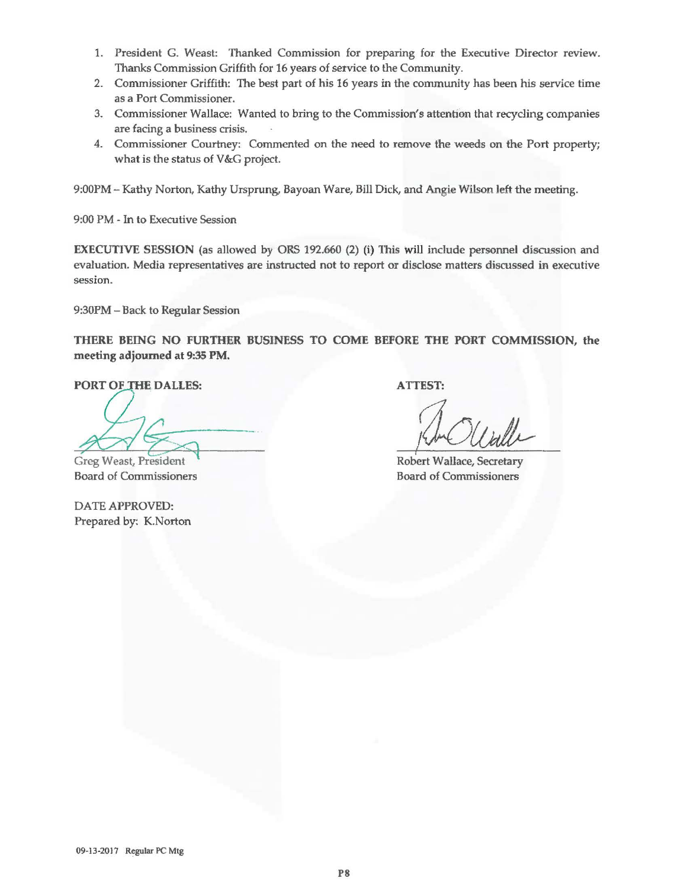1. President G. Weast: Thanked Commission for preparing for the Executive Director review. Thanks Commission Griffith for 16 years of service to the Community.
2. Commissioner Griffith: The best part of his 16 years in the community has been his service time as a Port Commissioner.
3. Commissioner Wallace: Wanted to bring to the Commission's attention that recycling companies are facing a business crisis.
4. Commissioner Courtney: Commented on the need to remove the weeds on the Port property; what is the status of V&G project.

9:00PM – Kathy Norton, Kathy Ursprung, Bayoan Ware, Bill Dick, and Angie Wilson left the meeting.

9:00 PM - In to Executive Session

**EXECUTIVE SESSION** (as allowed by ORS 192.660 (2) (i) This will include personnel discussion and evaluation. Media representatives are instructed not to report or disclose matters discussed in executive session.

9:30PM – Back to Regular Session

**THERE BEING NO FURTHER BUSINESS TO COME BEFORE THE PORT COMMISSION, the meeting adjourned at 9:35 PM.**

**PORT OF THE DALLES:**

Greg Weast, President
Board of Commissioners

**ATTEST:**

Robert Wallace, Secretary
Board of Commissioners

DATE APPROVED:
Prepared by: K.Norton